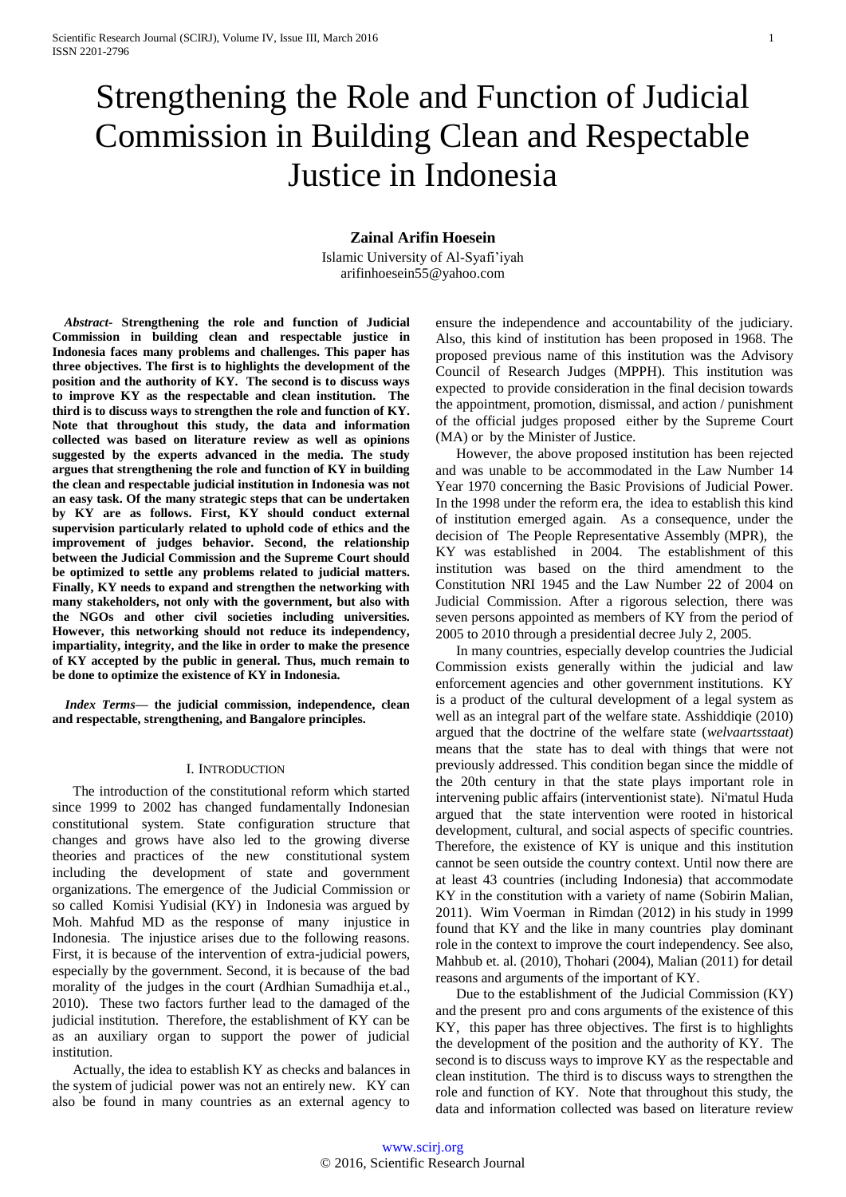# Strengthening the Role and Function of Judicial Commission in Building Clean and Respectable Justice in Indonesia

**Zainal Arifin Hoesein**

Islamic University of Al-Syafi'iyah
arifinhoesein55@yahoo.com

***Abstract*- Strengthening the role and function of Judicial Commission in building clean and respectable justice in Indonesia faces many problems and challenges. This paper has three objectives. The first is to highlights the development of the position and the authority of KY. The second is to discuss ways to improve KY as the respectable and clean institution. The third is to discuss ways to strengthen the role and function of KY. Note that throughout this study, the data and information collected was based on literature review as well as opinions suggested by the experts advanced in the media. The study argues that strengthening the role and function of KY in building the clean and respectable judicial institution in Indonesia was not an easy task. Of the many strategic steps that can be undertaken by KY are as follows. First, KY should conduct external supervision particularly related to uphold code of ethics and the improvement of judges behavior. Second, the relationship between the Judicial Commission and the Supreme Court should be optimized to settle any problems related to judicial matters. Finally, KY needs to expand and strengthen the networking with many stakeholders, not only with the government, but also with the NGOs and other civil societies including universities. However, this networking should not reduce its independency, impartiality, integrity, and the like in order to make the presence of KY accepted by the public in general. Thus, much remain to be done to optimize the existence of KY in Indonesia.**

***Index Terms*— the judicial commission, independence, clean and respectable, strengthening, and Bangalore principles.**

## I. Introduction

The introduction of the constitutional reform which started since 1999 to 2002 has changed fundamentally Indonesian constitutional system. State configuration structure that changes and grows have also led to the growing diverse theories and practices of the new constitutional system including the development of state and government organizations. The emergence of the Judicial Commission or so called Komisi Yudisial (KY) in Indonesia was argued by Moh. Mahfud MD as the response of many injustice in Indonesia. The injustice arises due to the following reasons. First, it is because of the intervention of extra-judicial powers, especially by the government. Second, it is because of the bad morality of the judges in the court (Ardhian Sumadhija et.al., 2010). These two factors further lead to the damaged of the judicial institution. Therefore, the establishment of KY can be as an auxiliary organ to support the power of judicial institution.

Actually, the idea to establish KY as checks and balances in the system of judicial power was not an entirely new. KY can also be found in many countries as an external agency to ensure the independence and accountability of the judiciary. Also, this kind of institution has been proposed in 1968. The proposed previous name of this institution was the Advisory Council of Research Judges (MPPH). This institution was expected to provide consideration in the final decision towards the appointment, promotion, dismissal, and action / punishment of the official judges proposed either by the Supreme Court (MA) or by the Minister of Justice.

However, the above proposed institution has been rejected and was unable to be accommodated in the Law Number 14 Year 1970 concerning the Basic Provisions of Judicial Power. In the 1998 under the reform era, the idea to establish this kind of institution emerged again. As a consequence, under the decision of The People Representative Assembly (MPR), the KY was established in 2004. The establishment of this institution was based on the third amendment to the Constitution NRI 1945 and the Law Number 22 of 2004 on Judicial Commission. After a rigorous selection, there was seven persons appointed as members of KY from the period of 2005 to 2010 through a presidential decree July 2, 2005.

In many countries, especially develop countries the Judicial Commission exists generally within the judicial and law enforcement agencies and other government institutions. KY is a product of the cultural development of a legal system as well as an integral part of the welfare state. Asshiddiqie (2010) argued that the doctrine of the welfare state (*welvaartsstaat*) means that the state has to deal with things that were not previously addressed. This condition began since the middle of the 20th century in that the state plays important role in intervening public affairs (interventionist state). Ni'matul Huda argued that the state intervention were rooted in historical development, cultural, and social aspects of specific countries. Therefore, the existence of KY is unique and this institution cannot be seen outside the country context. Until now there are at least 43 countries (including Indonesia) that accommodate KY in the constitution with a variety of name (Sobirin Malian, 2011). Wim Voerman in Rimdan (2012) in his study in 1999 found that KY and the like in many countries play dominant role in the context to improve the court independency. See also, Mahbub et. al. (2010), Thohari (2004), Malian (2011) for detail reasons and arguments of the important of KY.

Due to the establishment of the Judicial Commission (KY) and the present pro and cons arguments of the existence of this KY, this paper has three objectives. The first is to highlights the development of the position and the authority of KY. The second is to discuss ways to improve KY as the respectable and clean institution. The third is to discuss ways to strengthen the role and function of KY. Note that throughout this study, the data and information collected was based on literature review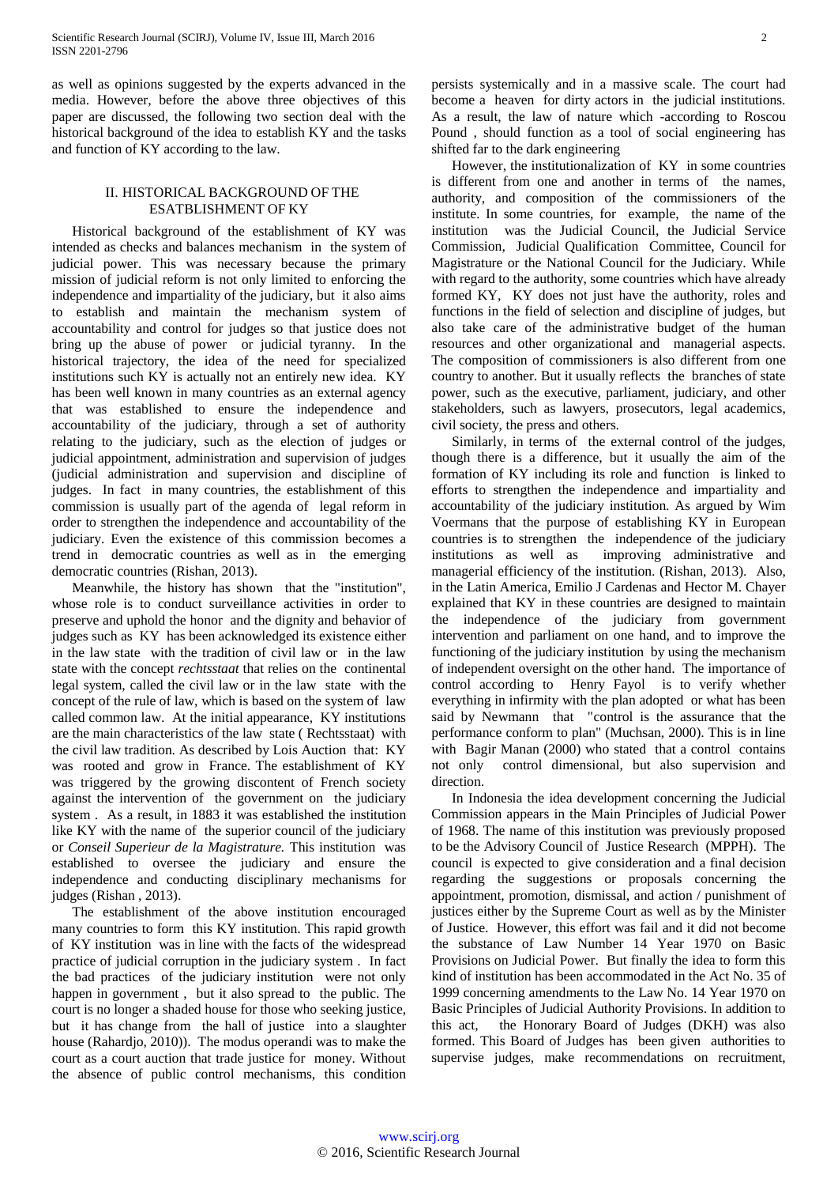as well as opinions suggested by the experts advanced in the media. However, before the above three objectives of this paper are discussed, the following two section deal with the historical background of the idea to establish KY and the tasks and function of KY according to the law.

## II. HISTORICAL BACKGROUND OF THE ESATBLISHMENT OF KY

Historical background of the establishment of KY was intended as checks and balances mechanism in the system of judicial power. This was necessary because the primary mission of judicial reform is not only limited to enforcing the independence and impartiality of the judiciary, but it also aims to establish and maintain the mechanism system of accountability and control for judges so that justice does not bring up the abuse of power or judicial tyranny. In the historical trajectory, the idea of the need for specialized institutions such KY is actually not an entirely new idea. KY has been well known in many countries as an external agency that was established to ensure the independence and accountability of the judiciary, through a set of authority relating to the judiciary, such as the election of judges or judicial appointment, administration and supervision of judges (judicial administration and supervision and discipline of judges. In fact in many countries, the establishment of this commission is usually part of the agenda of legal reform in order to strengthen the independence and accountability of the judiciary. Even the existence of this commission becomes a trend in democratic countries as well as in the emerging democratic countries (Rishan, 2013).

Meanwhile, the history has shown that the "institution", whose role is to conduct surveillance activities in order to preserve and uphold the honor and the dignity and behavior of judges such as KY has been acknowledged its existence either in the law state with the tradition of civil law or in the law state with the concept *rechtsstaat* that relies on the continental legal system, called the civil law or in the law state with the concept of the rule of law, which is based on the system of law called common law. At the initial appearance, KY institutions are the main characteristics of the law state ( Rechtsstaat) with the civil law tradition. As described by Lois Auction that: KY was rooted and grow in France. The establishment of KY was triggered by the growing discontent of French society against the intervention of the government on the judiciary system . As a result, in 1883 it was established the institution like KY with the name of the superior council of the judiciary or *Conseil Superieur de la Magistrature.* This institution was established to oversee the judiciary and ensure the independence and conducting disciplinary mechanisms for judges (Rishan , 2013).

The establishment of the above institution encouraged many countries to form this KY institution. This rapid growth of KY institution was in line with the facts of the widespread practice of judicial corruption in the judiciary system . In fact the bad practices of the judiciary institution were not only happen in government , but it also spread to the public. The court is no longer a shaded house for those who seeking justice, but it has change from the hall of justice into a slaughter house (Rahardjo, 2010)). The modus operandi was to make the court as a court auction that trade justice for money. Without the absence of public control mechanisms, this condition persists systemically and in a massive scale. The court had become a heaven for dirty actors in the judicial institutions. As a result, the law of nature which -according to Roscou Pound , should function as a tool of social engineering has shifted far to the dark engineering

However, the institutionalization of KY in some countries is different from one and another in terms of the names, authority, and composition of the commissioners of the institute. In some countries, for example, the name of the institution was the Judicial Council, the Judicial Service Commission, Judicial Qualification Committee, Council for Magistrature or the National Council for the Judiciary. While with regard to the authority, some countries which have already formed KY, KY does not just have the authority, roles and functions in the field of selection and discipline of judges, but also take care of the administrative budget of the human resources and other organizational and managerial aspects. The composition of commissioners is also different from one country to another. But it usually reflects the branches of state power, such as the executive, parliament, judiciary, and other stakeholders, such as lawyers, prosecutors, legal academics, civil society, the press and others.

Similarly, in terms of the external control of the judges, though there is a difference, but it usually the aim of the formation of KY including its role and function is linked to efforts to strengthen the independence and impartiality and accountability of the judiciary institution. As argued by Wim Voermans that the purpose of establishing KY in European countries is to strengthen the independence of the judiciary institutions as well as improving administrative and managerial efficiency of the institution. (Rishan, 2013). Also, in the Latin America, Emilio J Cardenas and Hector M. Chayer explained that KY in these countries are designed to maintain the independence of the judiciary from government intervention and parliament on one hand, and to improve the functioning of the judiciary institution by using the mechanism of independent oversight on the other hand. The importance of control according to Henry Fayol is to verify whether everything in infirmity with the plan adopted or what has been said by Newmann that "control is the assurance that the performance conform to plan" (Muchsan, 2000). This is in line with Bagir Manan (2000) who stated that a control contains not only control dimensional, but also supervision and direction.

In Indonesia the idea development concerning the Judicial Commission appears in the Main Principles of Judicial Power of 1968. The name of this institution was previously proposed to be the Advisory Council of Justice Research (MPPH). The council is expected to give consideration and a final decision regarding the suggestions or proposals concerning the appointment, promotion, dismissal, and action / punishment of justices either by the Supreme Court as well as by the Minister of Justice. However, this effort was fail and it did not become the substance of Law Number 14 Year 1970 on Basic Provisions on Judicial Power. But finally the idea to form this kind of institution has been accommodated in the Act No. 35 of 1999 concerning amendments to the Law No. 14 Year 1970 on Basic Principles of Judicial Authority Provisions. In addition to this act, the Honorary Board of Judges (DKH) was also formed. This Board of Judges has been given authorities to supervise judges, make recommendations on recruitment,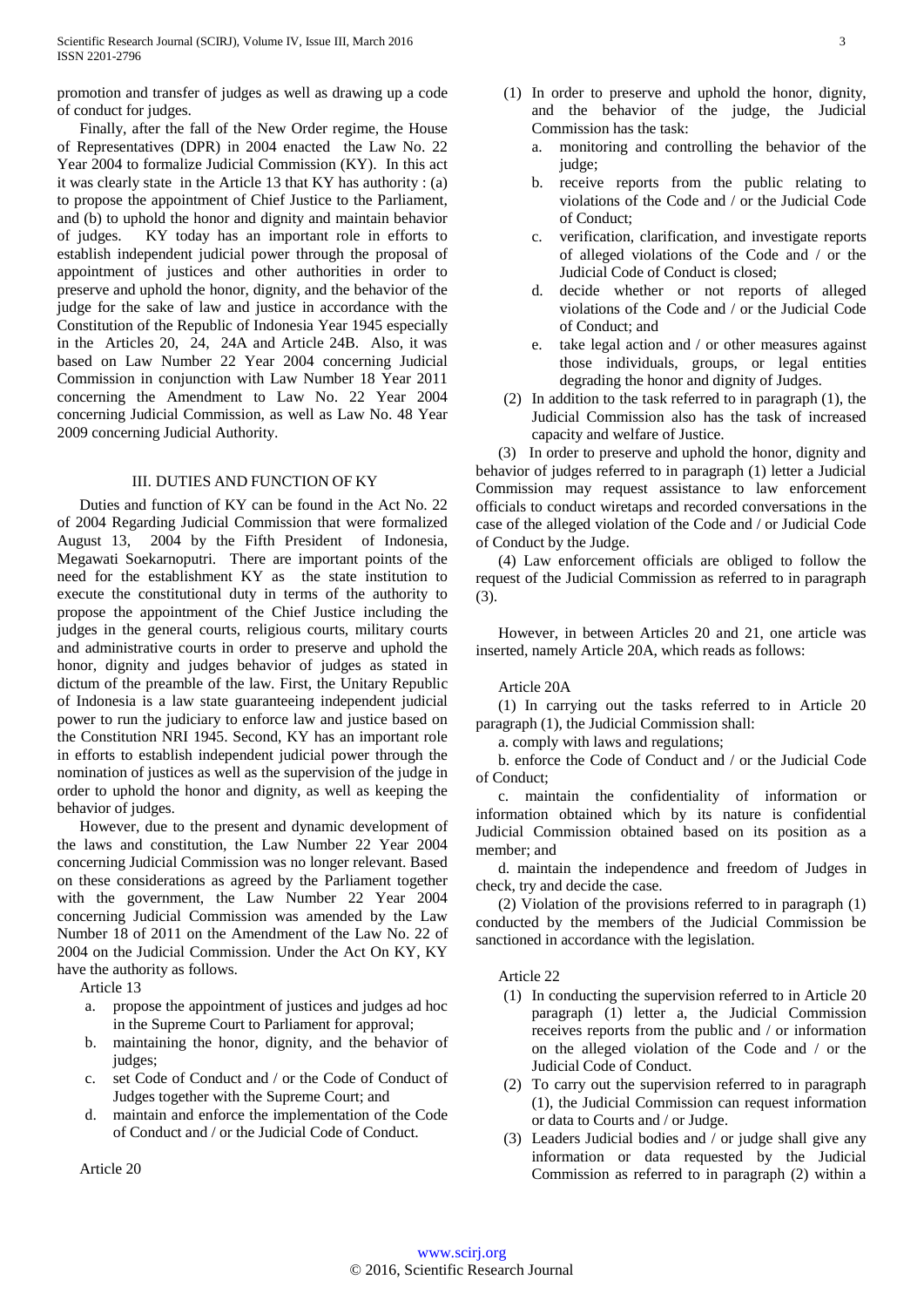promotion and transfer of judges as well as drawing up a code of conduct for judges.

Finally, after the fall of the New Order regime, the House of Representatives (DPR) in 2004 enacted the Law No. 22 Year 2004 to formalize Judicial Commission (KY). In this act it was clearly state in the Article 13 that KY has authority : (a) to propose the appointment of Chief Justice to the Parliament, and (b) to uphold the honor and dignity and maintain behavior of judges. KY today has an important role in efforts to establish independent judicial power through the proposal of appointment of justices and other authorities in order to preserve and uphold the honor, dignity, and the behavior of the judge for the sake of law and justice in accordance with the Constitution of the Republic of Indonesia Year 1945 especially in the Articles 20, 24, 24A and Article 24B. Also, it was based on Law Number 22 Year 2004 concerning Judicial Commission in conjunction with Law Number 18 Year 2011 concerning the Amendment to Law No. 22 Year 2004 concerning Judicial Commission, as well as Law No. 48 Year 2009 concerning Judicial Authority.

## III. DUTIES AND FUNCTION OF KY

Duties and function of KY can be found in the Act No. 22 of 2004 Regarding Judicial Commission that were formalized August 13, 2004 by the Fifth President of Indonesia, Megawati Soekarnoputri. There are important points of the need for the establishment KY as the state institution to execute the constitutional duty in terms of the authority to propose the appointment of the Chief Justice including the judges in the general courts, religious courts, military courts and administrative courts in order to preserve and uphold the honor, dignity and judges behavior of judges as stated in dictum of the preamble of the law. First, the Unitary Republic of Indonesia is a law state guaranteeing independent judicial power to run the judiciary to enforce law and justice based on the Constitution NRI 1945. Second, KY has an important role in efforts to establish independent judicial power through the nomination of justices as well as the supervision of the judge in order to uphold the honor and dignity, as well as keeping the behavior of judges.

However, due to the present and dynamic development of the laws and constitution, the Law Number 22 Year 2004 concerning Judicial Commission was no longer relevant. Based on these considerations as agreed by the Parliament together with the government, the Law Number 22 Year 2004 concerning Judicial Commission was amended by the Law Number 18 of 2011 on the Amendment of the Law No. 22 of 2004 on the Judicial Commission. Under the Act On KY, KY have the authority as follows.

Article 13

a. propose the appointment of justices and judges ad hoc in the Supreme Court to Parliament for approval;
b. maintaining the honor, dignity, and the behavior of judges;
c. set Code of Conduct and / or the Code of Conduct of Judges together with the Supreme Court; and
d. maintain and enforce the implementation of the Code of Conduct and / or the Judicial Code of Conduct.

Article 20

(1) In order to preserve and uphold the honor, dignity, and the behavior of the judge, the Judicial Commission has the task:
   a. monitoring and controlling the behavior of the judge;
   b. receive reports from the public relating to violations of the Code and / or the Judicial Code of Conduct;
   c. verification, clarification, and investigate reports of alleged violations of the Code and / or the Judicial Code of Conduct is closed;
   d. decide whether or not reports of alleged violations of the Code and / or the Judicial Code of Conduct; and
   e. take legal action and / or other measures against those individuals, groups, or legal entities degrading the honor and dignity of Judges.

(2) In addition to the task referred to in paragraph (1), the Judicial Commission also has the task of increased capacity and welfare of Justice.

(3) In order to preserve and uphold the honor, dignity and behavior of judges referred to in paragraph (1) letter a Judicial Commission may request assistance to law enforcement officials to conduct wiretaps and recorded conversations in the case of the alleged violation of the Code and / or Judicial Code of Conduct by the Judge.

(4) Law enforcement officials are obliged to follow the request of the Judicial Commission as referred to in paragraph (3).

However, in between Articles 20 and 21, one article was inserted, namely Article 20A, which reads as follows:

Article 20A

(1) In carrying out the tasks referred to in Article 20 paragraph (1), the Judicial Commission shall:

a. comply with laws and regulations;

b. enforce the Code of Conduct and / or the Judicial Code of Conduct;

c. maintain the confidentiality of information or information obtained which by its nature is confidential Judicial Commission obtained based on its position as a member; and

d. maintain the independence and freedom of Judges in check, try and decide the case.

(2) Violation of the provisions referred to in paragraph (1) conducted by the members of the Judicial Commission be sanctioned in accordance with the legislation.

Article 22

(1) In conducting the supervision referred to in Article 20 paragraph (1) letter a, the Judicial Commission receives reports from the public and / or information on the alleged violation of the Code and / or the Judicial Code of Conduct.
(2) To carry out the supervision referred to in paragraph (1), the Judicial Commission can request information or data to Courts and / or Judge.
(3) Leaders Judicial bodies and / or judge shall give any information or data requested by the Judicial Commission as referred to in paragraph (2) within a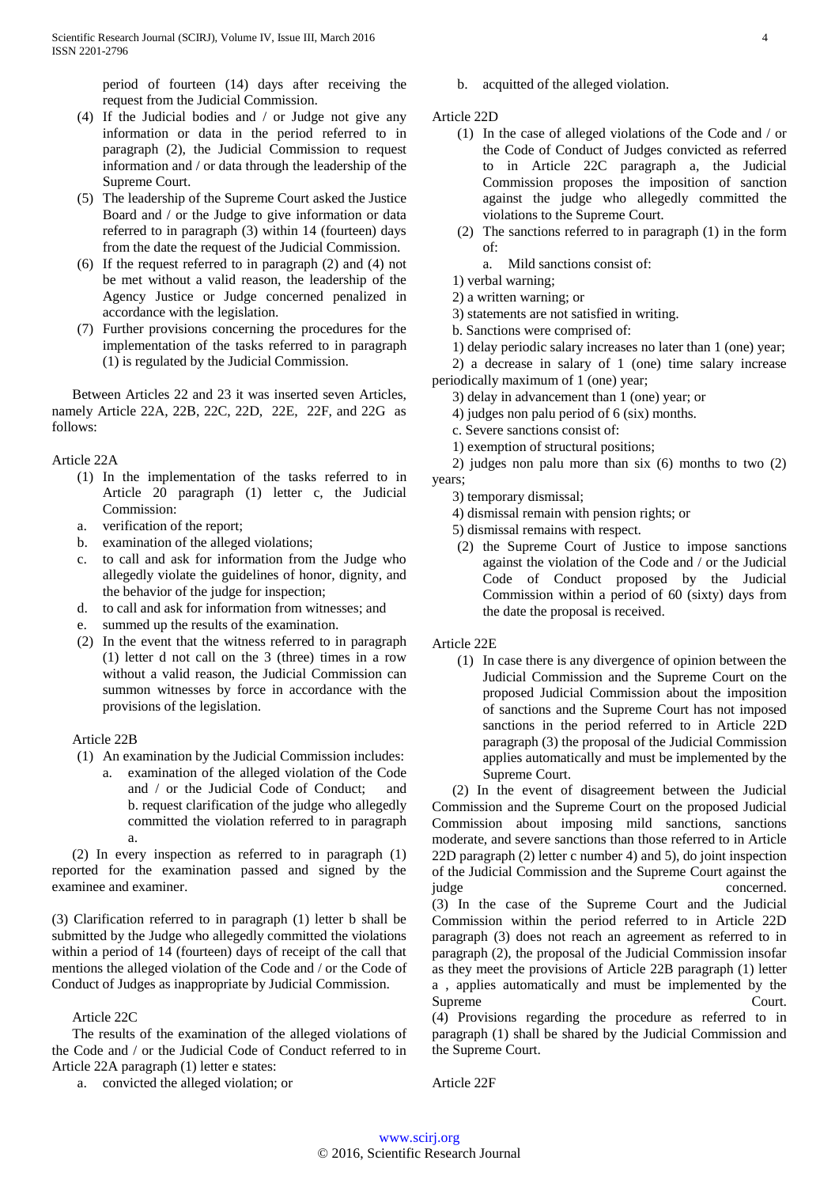period of fourteen (14) days after receiving the request from the Judicial Commission.

(4) If the Judicial bodies and / or Judge not give any information or data in the period referred to in paragraph (2), the Judicial Commission to request information and / or data through the leadership of the Supreme Court.

(5) The leadership of the Supreme Court asked the Justice Board and / or the Judge to give information or data referred to in paragraph (3) within 14 (fourteen) days from the date the request of the Judicial Commission.

(6) If the request referred to in paragraph (2) and (4) not be met without a valid reason, the leadership of the Agency Justice or Judge concerned penalized in accordance with the legislation.

(7) Further provisions concerning the procedures for the implementation of the tasks referred to in paragraph (1) is regulated by the Judicial Commission.

Between Articles 22 and 23 it was inserted seven Articles, namely Article 22A, 22B, 22C, 22D, 22E, 22F, and 22G as follows:

Article 22A

(1) In the implementation of the tasks referred to in Article 20 paragraph (1) letter c, the Judicial Commission:

a. verification of the report;
b. examination of the alleged violations;
c. to call and ask for information from the Judge who allegedly violate the guidelines of honor, dignity, and the behavior of the judge for inspection;
d. to call and ask for information from witnesses; and
e. summed up the results of the examination.

(2) In the event that the witness referred to in paragraph (1) letter d not call on the 3 (three) times in a row without a valid reason, the Judicial Commission can summon witnesses by force in accordance with the provisions of the legislation.

Article 22B

(1) An examination by the Judicial Commission includes:

a. examination of the alleged violation of the Code and / or the Judicial Code of Conduct; and
b. request clarification of the judge who allegedly committed the violation referred to in paragraph a.

(2) In every inspection as referred to in paragraph (1) reported for the examination passed and signed by the examinee and examiner.

(3) Clarification referred to in paragraph (1) letter b shall be submitted by the Judge who allegedly committed the violations within a period of 14 (fourteen) days of receipt of the call that mentions the alleged violation of the Code and / or the Code of Conduct of Judges as inappropriate by Judicial Commission.

Article 22C

The results of the examination of the alleged violations of the Code and / or the Judicial Code of Conduct referred to in Article 22A paragraph (1) letter e states:

a. convicted the alleged violation; or
b. acquitted of the alleged violation.

Article 22D

(1) In the case of alleged violations of the Code and / or the Code of Conduct of Judges convicted as referred to in Article 22C paragraph a, the Judicial Commission proposes the imposition of sanction against the judge who allegedly committed the violations to the Supreme Court.

(2) The sanctions referred to in paragraph (1) in the form of:

a. Mild sanctions consist of:
1) verbal warning;
2) a written warning; or
3) statements are not satisfied in writing.

b. Sanctions were comprised of:
1) delay periodic salary increases no later than 1 (one) year;
2) a decrease in salary of 1 (one) time salary increase periodically maximum of 1 (one) year;
3) delay in advancement than 1 (one) year; or
4) judges non palu period of 6 (six) months.

c. Severe sanctions consist of:
1) exemption of structural positions;
2) judges non palu more than six (6) months to two (2) years;
3) temporary dismissal;
4) dismissal remain with pension rights; or
5) dismissal remains with respect.

(2) the Supreme Court of Justice to impose sanctions against the violation of the Code and / or the Judicial Code of Conduct proposed by the Judicial Commission within a period of 60 (sixty) days from the date the proposal is received.

Article 22E

(1) In case there is any divergence of opinion between the Judicial Commission and the Supreme Court on the proposed Judicial Commission about the imposition of sanctions and the Supreme Court has not imposed sanctions in the period referred to in Article 22D paragraph (3) the proposal of the Judicial Commission applies automatically and must be implemented by the Supreme Court.

(2) In the event of disagreement between the Judicial Commission and the Supreme Court on the proposed Judicial Commission about imposing mild sanctions, sanctions moderate, and severe sanctions than those referred to in Article 22D paragraph (2) letter c number 4) and 5), do joint inspection of the Judicial Commission and the Supreme Court against the judge concerned.

(3) In the case of the Supreme Court and the Judicial Commission within the period referred to in Article 22D paragraph (3) does not reach an agreement as referred to in paragraph (2), the proposal of the Judicial Commission insofar as they meet the provisions of Article 22B paragraph (1) letter a , applies automatically and must be implemented by the Supreme Court.

(4) Provisions regarding the procedure as referred to in paragraph (1) shall be shared by the Judicial Commission and the Supreme Court.

Article 22F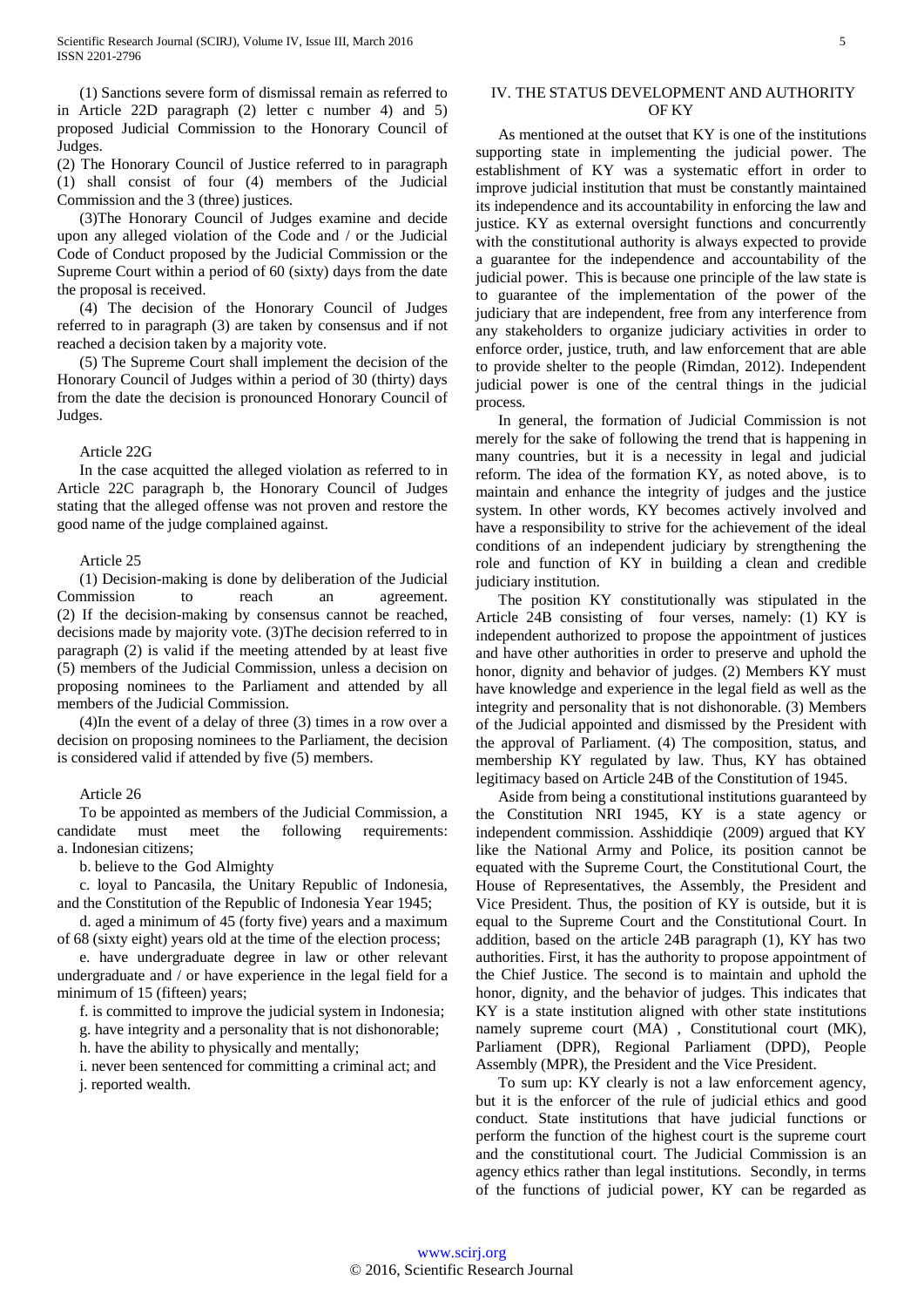(1) Sanctions severe form of dismissal remain as referred to in Article 22D paragraph (2) letter c number 4) and 5) proposed Judicial Commission to the Honorary Council of Judges.

(2) The Honorary Council of Justice referred to in paragraph (1) shall consist of four (4) members of the Judicial Commission and the 3 (three) justices.

(3)The Honorary Council of Judges examine and decide upon any alleged violation of the Code and / or the Judicial Code of Conduct proposed by the Judicial Commission or the Supreme Court within a period of 60 (sixty) days from the date the proposal is received.

(4) The decision of the Honorary Council of Judges referred to in paragraph (3) are taken by consensus and if not reached a decision taken by a majority vote.

(5) The Supreme Court shall implement the decision of the Honorary Council of Judges within a period of 30 (thirty) days from the date the decision is pronounced Honorary Council of Judges.

Article 22G

In the case acquitted the alleged violation as referred to in Article 22C paragraph b, the Honorary Council of Judges stating that the alleged offense was not proven and restore the good name of the judge complained against.

Article 25

(1) Decision-making is done by deliberation of the Judicial Commission to reach an agreement.
(2) If the decision-making by consensus cannot be reached, decisions made by majority vote. (3)The decision referred to in paragraph (2) is valid if the meeting attended by at least five (5) members of the Judicial Commission, unless a decision on proposing nominees to the Parliament and attended by all members of the Judicial Commission.

(4)In the event of a delay of three (3) times in a row over a decision on proposing nominees to the Parliament, the decision is considered valid if attended by five (5) members.

Article 26

To be appointed as members of the Judicial Commission, a candidate must meet the following requirements:
a. Indonesian citizens;

b. believe to the God Almighty

c. loyal to Pancasila, the Unitary Republic of Indonesia, and the Constitution of the Republic of Indonesia Year 1945;

d. aged a minimum of 45 (forty five) years and a maximum of 68 (sixty eight) years old at the time of the election process;

e. have undergraduate degree in law or other relevant undergraduate and / or have experience in the legal field for a minimum of 15 (fifteen) years;

f. is committed to improve the judicial system in Indonesia;

g. have integrity and a personality that is not dishonorable;

h. have the ability to physically and mentally;

i. never been sentenced for committing a criminal act; and

j. reported wealth.

## IV. THE STATUS DEVELOPMENT AND AUTHORITY OF KY

As mentioned at the outset that KY is one of the institutions supporting state in implementing the judicial power. The establishment of KY was a systematic effort in order to improve judicial institution that must be constantly maintained its independence and its accountability in enforcing the law and justice. KY as external oversight functions and concurrently with the constitutional authority is always expected to provide a guarantee for the independence and accountability of the judicial power. This is because one principle of the law state is to guarantee of the implementation of the power of the judiciary that are independent, free from any interference from any stakeholders to organize judiciary activities in order to enforce order, justice, truth, and law enforcement that are able to provide shelter to the people (Rimdan, 2012). Independent judicial power is one of the central things in the judicial process.

In general, the formation of Judicial Commission is not merely for the sake of following the trend that is happening in many countries, but it is a necessity in legal and judicial reform. The idea of the formation KY, as noted above, is to maintain and enhance the integrity of judges and the justice system. In other words, KY becomes actively involved and have a responsibility to strive for the achievement of the ideal conditions of an independent judiciary by strengthening the role and function of KY in building a clean and credible judiciary institution.

The position KY constitutionally was stipulated in the Article 24B consisting of four verses, namely: (1) KY is independent authorized to propose the appointment of justices and have other authorities in order to preserve and uphold the honor, dignity and behavior of judges. (2) Members KY must have knowledge and experience in the legal field as well as the integrity and personality that is not dishonorable. (3) Members of the Judicial appointed and dismissed by the President with the approval of Parliament. (4) The composition, status, and membership KY regulated by law. Thus, KY has obtained legitimacy based on Article 24B of the Constitution of 1945.

Aside from being a constitutional institutions guaranteed by the Constitution NRI 1945, KY is a state agency or independent commission. Asshiddiqie (2009) argued that KY like the National Army and Police, its position cannot be equated with the Supreme Court, the Constitutional Court, the House of Representatives, the Assembly, the President and Vice President. Thus, the position of KY is outside, but it is equal to the Supreme Court and the Constitutional Court. In addition, based on the article 24B paragraph (1), KY has two authorities. First, it has the authority to propose appointment of the Chief Justice. The second is to maintain and uphold the honor, dignity, and the behavior of judges. This indicates that KY is a state institution aligned with other state institutions namely supreme court (MA) , Constitutional court (MK), Parliament (DPR), Regional Parliament (DPD), People Assembly (MPR), the President and the Vice President.

To sum up: KY clearly is not a law enforcement agency, but it is the enforcer of the rule of judicial ethics and good conduct. State institutions that have judicial functions or perform the function of the highest court is the supreme court and the constitutional court. The Judicial Commission is an agency ethics rather than legal institutions. Secondly, in terms of the functions of judicial power, KY can be regarded as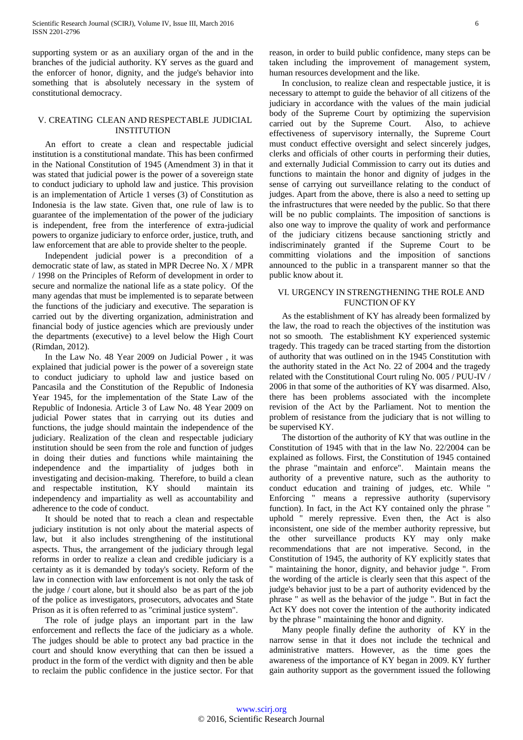supporting system or as an auxiliary organ of the and in the branches of the judicial authority. KY serves as the guard and the enforcer of honor, dignity, and the judge's behavior into something that is absolutely necessary in the system of constitutional democracy.

## V. CREATING CLEAN AND RESPECTABLE JUDICIAL INSTITUTION

An effort to create a clean and respectable judicial institution is a constitutional mandate. This has been confirmed in the National Constitution of 1945 (Amendment 3) in that it was stated that judicial power is the power of a sovereign state to conduct judiciary to uphold law and justice. This provision is an implementation of Article 1 verses (3) of Constitution as Indonesia is the law state. Given that, one rule of law is to guarantee of the implementation of the power of the judiciary is independent, free from the interference of extra-judicial powers to organize judiciary to enforce order, justice, truth, and law enforcement that are able to provide shelter to the people.

Independent judicial power is a precondition of a democratic state of law, as stated in MPR Decree No. X / MPR / 1998 on the Principles of Reform of development in order to secure and normalize the national life as a state policy. Of the many agendas that must be implemented is to separate between the functions of the judiciary and executive. The separation is carried out by the diverting organization, administration and financial body of justice agencies which are previously under the departments (executive) to a level below the High Court (Rimdan, 2012).

In the Law No. 48 Year 2009 on Judicial Power , it was explained that judicial power is the power of a sovereign state to conduct judiciary to uphold law and justice based on Pancasila and the Constitution of the Republic of Indonesia Year 1945, for the implementation of the State Law of the Republic of Indonesia. Article 3 of Law No. 48 Year 2009 on judicial Power states that in carrying out its duties and functions, the judge should maintain the independence of the judiciary. Realization of the clean and respectable judiciary institution should be seen from the role and function of judges in doing their duties and functions while maintaining the independence and the impartiality of judges both in investigating and decision-making. Therefore, to build a clean and respectable institution, KY should maintain its independency and impartiality as well as accountability and adherence to the code of conduct.

It should be noted that to reach a clean and respectable judiciary institution is not only about the material aspects of law, but it also includes strengthening of the institutional aspects. Thus, the arrangement of the judiciary through legal reforms in order to realize a clean and credible judiciary is a certainty as it is demanded by today's society. Reform of the law in connection with law enforcement is not only the task of the judge / court alone, but it should also be as part of the job of the police as investigators, prosecutors, advocates and State Prison as it is often referred to as "criminal justice system".

The role of judge plays an important part in the law enforcement and reflects the face of the judiciary as a whole. The judges should be able to protect any bad practice in the court and should know everything that can then be issued a product in the form of the verdict with dignity and then be able to reclaim the public confidence in the justice sector. For that reason, in order to build public confidence, many steps can be taken including the improvement of management system, human resources development and the like.

In conclusion, to realize clean and respectable justice, it is necessary to attempt to guide the behavior of all citizens of the judiciary in accordance with the values of the main judicial body of the Supreme Court by optimizing the supervision carried out by the Supreme Court. Also, to achieve effectiveness of supervisory internally, the Supreme Court must conduct effective oversight and select sincerely judges, clerks and officials of other courts in performing their duties, and externally Judicial Commission to carry out its duties and functions to maintain the honor and dignity of judges in the sense of carrying out surveillance relating to the conduct of judges. Apart from the above, there is also a need to setting up the infrastructures that were needed by the public. So that there will be no public complaints. The imposition of sanctions is also one way to improve the quality of work and performance of the judiciary citizens because sanctioning strictly and indiscriminately granted if the Supreme Court to be committing violations and the imposition of sanctions announced to the public in a transparent manner so that the public know about it.

## VI. URGENCY IN STRENGTHENING THE ROLE AND FUNCTION OF KY

As the establishment of KY has already been formalized by the law, the road to reach the objectives of the institution was not so smooth. The establishment KY experienced systemic tragedy. This tragedy can be traced starting from the distortion of authority that was outlined on in the 1945 Constitution with the authority stated in the Act No. 22 of 2004 and the tragedy related with the Constitutional Court ruling No. 005 / PUU-IV / 2006 in that some of the authorities of KY was disarmed. Also, there has been problems associated with the incomplete revision of the Act by the Parliament. Not to mention the problem of resistance from the judiciary that is not willing to be supervised KY.

The distortion of the authority of KY that was outline in the Constitution of 1945 with that in the law No. 22/2004 can be explained as follows. First, the Constitution of 1945 contained the phrase "maintain and enforce". Maintain means the authority of a preventive nature, such as the authority to conduct education and training of judges, etc. While " Enforcing " means a repressive authority (supervisory function). In fact, in the Act KY contained only the phrase " uphold " merely repressive. Even then, the Act is also inconsistent, one side of the member authority repressive, but the other surveillance products KY may only make recommendations that are not imperative. Second, in the Constitution of 1945, the authority of KY explicitly states that " maintaining the honor, dignity, and behavior judge ". From the wording of the article is clearly seen that this aspect of the judge's behavior just to be a part of authority evidenced by the phrase " as well as the behavior of the judge ". But in fact the Act KY does not cover the intention of the authority indicated by the phrase " maintaining the honor and dignity.

Many people finally define the authority of KY in the narrow sense in that it does not include the technical and administrative matters. However, as the time goes the awareness of the importance of KY began in 2009. KY further gain authority support as the government issued the following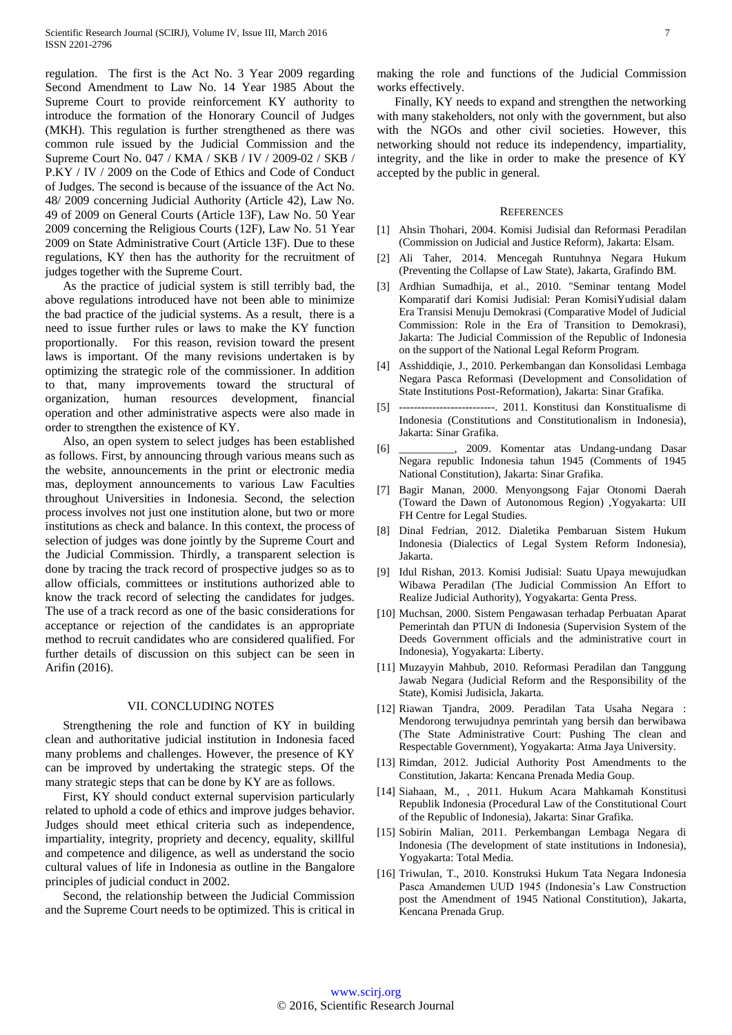regulation. The first is the Act No. 3 Year 2009 regarding Second Amendment to Law No. 14 Year 1985 About the Supreme Court to provide reinforcement KY authority to introduce the formation of the Honorary Council of Judges (MKH). This regulation is further strengthened as there was common rule issued by the Judicial Commission and the Supreme Court No. 047 / KMA / SKB / IV / 2009-02 / SKB / P.KY / IV / 2009 on the Code of Ethics and Code of Conduct of Judges. The second is because of the issuance of the Act No. 48/ 2009 concerning Judicial Authority (Article 42), Law No. 49 of 2009 on General Courts (Article 13F), Law No. 50 Year 2009 concerning the Religious Courts (12F), Law No. 51 Year 2009 on State Administrative Court (Article 13F). Due to these regulations, KY then has the authority for the recruitment of judges together with the Supreme Court.

As the practice of judicial system is still terribly bad, the above regulations introduced have not been able to minimize the bad practice of the judicial systems. As a result, there is a need to issue further rules or laws to make the KY function proportionally. For this reason, revision toward the present laws is important. Of the many revisions undertaken is by optimizing the strategic role of the commissioner. In addition to that, many improvements toward the structural of organization, human resources development, financial operation and other administrative aspects were also made in order to strengthen the existence of KY.

Also, an open system to select judges has been established as follows. First, by announcing through various means such as the website, announcements in the print or electronic media mas, deployment announcements to various Law Faculties throughout Universities in Indonesia. Second, the selection process involves not just one institution alone, but two or more institutions as check and balance. In this context, the process of selection of judges was done jointly by the Supreme Court and the Judicial Commission. Thirdly, a transparent selection is done by tracing the track record of prospective judges so as to allow officials, committees or institutions authorized able to know the track record of selecting the candidates for judges. The use of a track record as one of the basic considerations for acceptance or rejection of the candidates is an appropriate method to recruit candidates who are considered qualified. For further details of discussion on this subject can be seen in Arifin (2016).

## VII. CONCLUDING NOTES

Strengthening the role and function of KY in building clean and authoritative judicial institution in Indonesia faced many problems and challenges. However, the presence of KY can be improved by undertaking the strategic steps. Of the many strategic steps that can be done by KY are as follows.

First, KY should conduct external supervision particularly related to uphold a code of ethics and improve judges behavior. Judges should meet ethical criteria such as independence, impartiality, integrity, propriety and decency, equality, skillful and competence and diligence, as well as understand the socio cultural values of life in Indonesia as outline in the Bangalore principles of judicial conduct in 2002.

Second, the relationship between the Judicial Commission and the Supreme Court needs to be optimized. This is critical in making the role and functions of the Judicial Commission works effectively.

Finally, KY needs to expand and strengthen the networking with many stakeholders, not only with the government, but also with the NGOs and other civil societies. However, this networking should not reduce its independency, impartiality, integrity, and the like in order to make the presence of KY accepted by the public in general.

## REFERENCES

[1] Ahsin Thohari, 2004. Komisi Judisial dan Reformasi Peradilan (Commission on Judicial and Justice Reform), Jakarta: Elsam.

[2] Ali Taher, 2014. Mencegah Runtuhnya Negara Hukum (Preventing the Collapse of Law State), Jakarta, Grafindo BM.

[3] Ardhian Sumadhija, et al., 2010. "Seminar tentang Model Komparatif dari Komisi Judisial: Peran KomisiYudisial dalam Era Transisi Menuju Demokrasi (Comparative Model of Judicial Commission: Role in the Era of Transition to Demokrasi), Jakarta: The Judicial Commission of the Republic of Indonesia on the support of the National Legal Reform Program.

[4] Asshiddiqie, J., 2010. Perkembangan dan Konsolidasi Lembaga Negara Pasca Reformasi (Development and Consolidation of State Institutions Post-Reformation), Jakarta: Sinar Grafika.

[5] --------------------------. 2011. Konstitusi dan Konstitualisme di Indonesia (Constitutions and Constitutionalism in Indonesia), Jakarta: Sinar Grafika.

[6] __________, 2009. Komentar atas Undang-undang Dasar Negara republic Indonesia tahun 1945 (Comments of 1945 National Constitution), Jakarta: Sinar Grafika.

[7] Bagir Manan, 2000. Menyongsong Fajar Otonomi Daerah (Toward the Dawn of Autonomous Region) ,Yogyakarta: UII FH Centre for Legal Studies.

[8] Dinal Fedrian, 2012. Dialetika Pembaruan Sistem Hukum Indonesia (Dialectics of Legal System Reform Indonesia), Jakarta.

[9] Idul Rishan, 2013. Komisi Judisial: Suatu Upaya mewujudkan Wibawa Peradilan (The Judicial Commission An Effort to Realize Judicial Authority), Yogyakarta: Genta Press.

[10] Muchsan, 2000. Sistem Pengawasan terhadap Perbuatan Aparat Pemerintah dan PTUN di Indonesia (Supervision System of the Deeds Government officials and the administrative court in Indonesia), Yogyakarta: Liberty.

[11] Muzayyin Mahbub, 2010. Reformasi Peradilan dan Tanggung Jawab Negara (Judicial Reform and the Responsibility of the State), Komisi Judisicla, Jakarta.

[12] Riawan Tjandra, 2009. Peradilan Tata Usaha Negara : Mendorong terwujudnya pemrintah yang bersih dan berwibawa (The State Administrative Court: Pushing The clean and Respectable Government), Yogyakarta: Atma Jaya University.

[13] Rimdan, 2012. Judicial Authority Post Amendments to the Constitution, Jakarta: Kencana Prenada Media Goup.

[14] Siahaan, M., , 2011. Hukum Acara Mahkamah Konstitusi Republik Indonesia (Procedural Law of the Constitutional Court of the Republic of Indonesia), Jakarta: Sinar Grafika.

[15] Sobirin Malian, 2011. Perkembangan Lembaga Negara di Indonesia (The development of state institutions in Indonesia), Yogyakarta: Total Media.

[16] Triwulan, T., 2010. Konstruksi Hukum Tata Negara Indonesia Pasca Amandemen UUD 1945 (Indonesia's Law Construction post the Amendment of 1945 National Constitution), Jakarta, Kencana Prenada Grup.